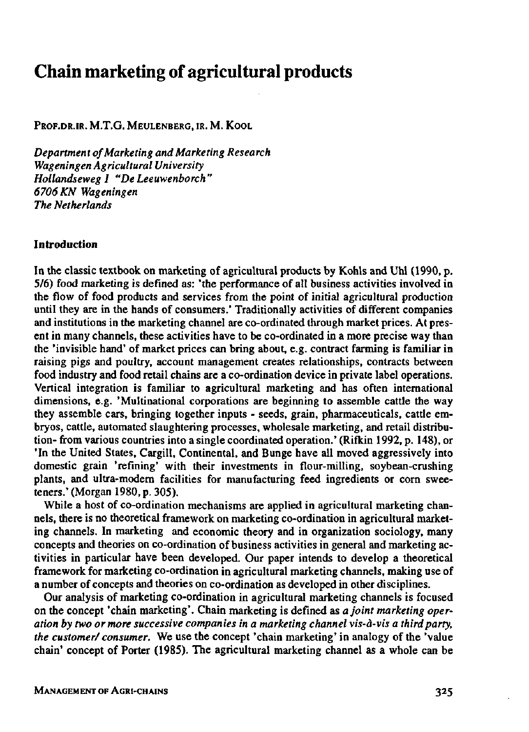# Chain marketing of agricultural products

PROF.DR.IR. M.T.G. MEULENBERG, IR. M. KOOL

*Department of Marketing and Marketing Research*
*Wageningen Agricultural University*
*Hollandseweg 1 "De Leeuwenborch"*
*6706 KN Wageningen*
*The Netherlands*

## Introduction

In the classic textbook on marketing of agricultural products by Kohls and Uhl (1990, p. 5/6) food marketing is defined as: 'the performance of all business activities involved in the flow of food products and services from the point of initial agricultural production until they are in the hands of consumers.' Traditionally activities of different companies and institutions in the marketing channel are co-ordinated through market prices. At present in many channels, these activities have to be co-ordinated in a more precise way than the 'invisible hand' of market prices can bring about, e.g. contract farming is familiar in raising pigs and poultry, account management creates relationships, contracts between food industry and food retail chains are a co-ordination device in private label operations. Vertical integration is familiar to agricultural marketing and has often international dimensions, e.g. 'Multinational corporations are beginning to assemble cattle the way they assemble cars, bringing together inputs - seeds, grain, pharmaceuticals, cattle embryos, cattle, automated slaughtering processes, wholesale marketing, and retail distribution- from various countries into a single coordinated operation.' (Rifkin 1992, p. 148), or 'In the United States, Cargill, Continental, and Bunge have all moved aggressively into domestic grain 'refining' with their investments in flour-milling, soybean-crushing plants, and ultra-modern facilities for manufacturing feed ingredients or corn sweeteners.' (Morgan 1980, p. 305).

While a host of co-ordination mechanisms are applied in agricultural marketing channels, there is no theoretical framework on marketing co-ordination in agricultural marketing channels. In marketing and economic theory and in organization sociology, many concepts and theories on co-ordination of business activities in general and marketing activities in particular have been developed. Our paper intends to develop a theoretical framework for marketing co-ordination in agricultural marketing channels, making use of a number of concepts and theories on co-ordination as developed in other disciplines.

Our analysis of marketing co-ordination in agricultural marketing channels is focused on the concept 'chain marketing'. Chain marketing is defined as *a joint marketing operation by two or more successive companies in a marketing channel vis-à-vis a third party, the customer/ consumer.* We use the concept 'chain marketing' in analogy of the 'value chain' concept of Porter (1985). The agricultural marketing channel as a whole can be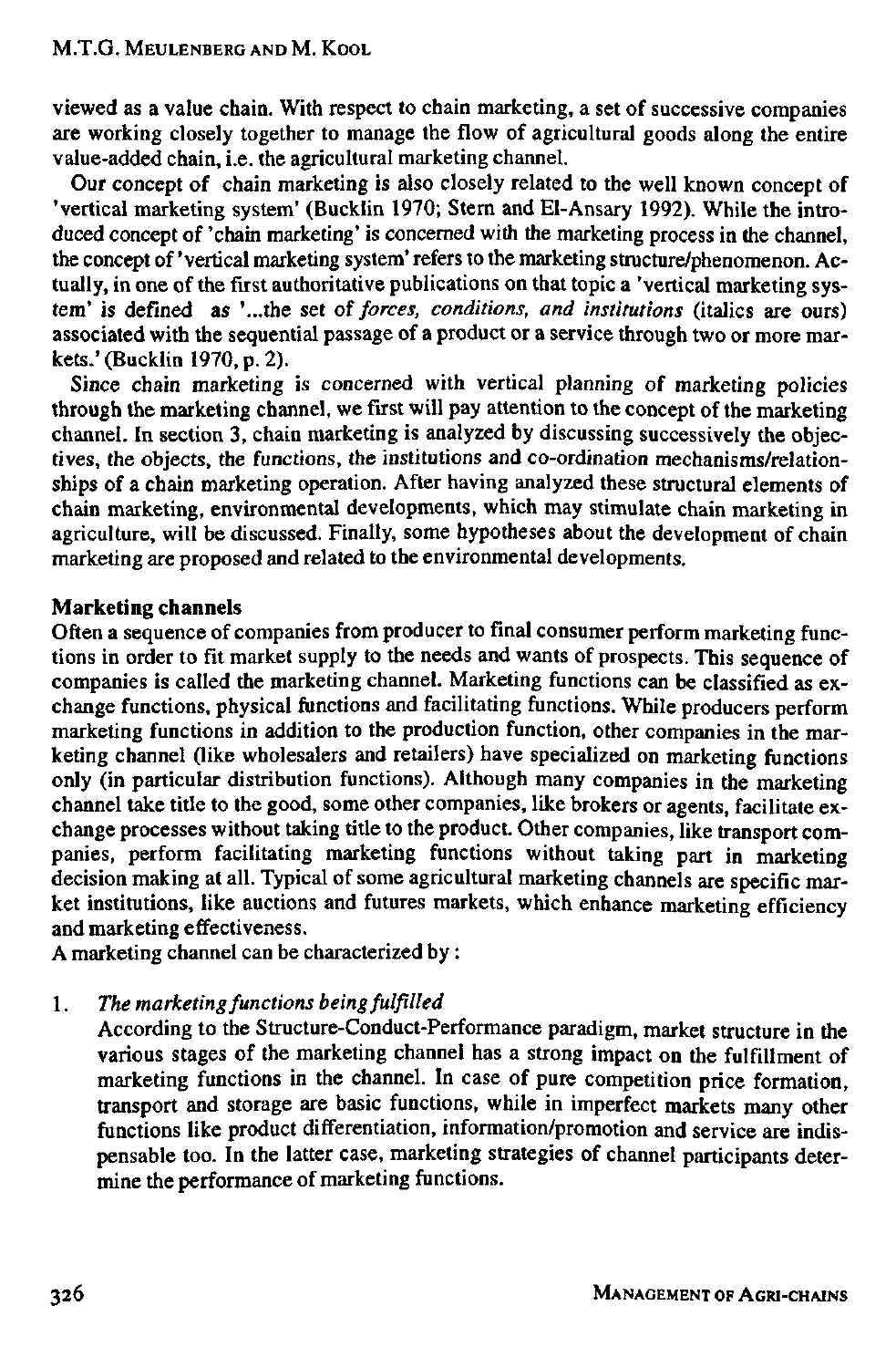viewed as a value chain. With respect to chain marketing, a set of successive companies are working closely together to manage the flow of agricultural goods along the entire value-added chain, i.e. the agricultural marketing channel.

Our concept of chain marketing is also closely related to the well known concept of 'vertical marketing system' (Bucklin 1970; Stern and El-Ansary 1992). While the introduced concept of 'chain marketing' is concerned with the marketing process in the channel, the concept of 'vertical marketing system' refers to the marketing structure/phenomenon. Actually, in one of the first authoritative publications on that topic a 'vertical marketing system' is defined as '...the set of *forces, conditions, and institutions* (italics are ours) associated with the sequential passage of a product or a service through two or more markets.' (Bucklin 1970, p. 2).

Since chain marketing is concerned with vertical planning of marketing policies through the marketing channel, we first will pay attention to the concept of the marketing channel. In section 3, chain marketing is analyzed by discussing successively the objectives, the objects, the functions, the institutions and co-ordination mechanisms/relationships of a chain marketing operation. After having analyzed these structural elements of chain marketing, environmental developments, which may stimulate chain marketing in agriculture, will be discussed. Finally, some hypotheses about the development of chain marketing are proposed and related to the environmental developments.

## Marketing channels

Often a sequence of companies from producer to final consumer perform marketing functions in order to fit market supply to the needs and wants of prospects. This sequence of companies is called the marketing channel. Marketing functions can be classified as exchange functions, physical functions and facilitating functions. While producers perform marketing functions in addition to the production function, other companies in the marketing channel (like wholesalers and retailers) have specialized on marketing functions only (in particular distribution functions). Although many companies in the marketing channel take title to the good, some other companies, like brokers or agents, facilitate exchange processes without taking title to the product. Other companies, like transport companies, perform facilitating marketing functions without taking part in marketing decision making at all. Typical of some agricultural marketing channels are specific market institutions, like auctions and futures markets, which enhance marketing efficiency and marketing effectiveness.

A marketing channel can be characterized by :

1. *The marketing functions being fulfilled*

   According to the Structure-Conduct-Performance paradigm, market structure in the various stages of the marketing channel has a strong impact on the fulfillment of marketing functions in the channel. In case of pure competition price formation, transport and storage are basic functions, while in imperfect markets many other functions like product differentiation, information/promotion and service are indispensable too. In the latter case, marketing strategies of channel participants determine the performance of marketing functions.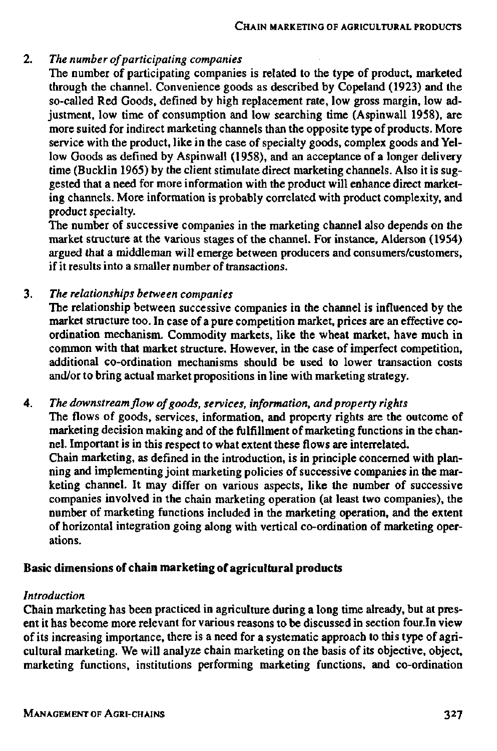2. *The number of participating companies*

   The number of participating companies is related to the type of product, marketed through the channel. Convenience goods as described by Copeland (1923) and the so-called Red Goods, defined by high replacement rate, low gross margin, low adjustment, low time of consumption and low searching time (Aspinwall 1958), are more suited for indirect marketing channels than the opposite type of products. More service with the product, like in the case of specialty goods, complex goods and Yellow Goods as defined by Aspinwall (1958), and an acceptance of a longer delivery time (Bucklin 1965) by the client stimulate direct marketing channels. Also it is suggested that a need for more information with the product will enhance direct marketing channels. More information is probably correlated with product complexity, and product specialty.

   The number of successive companies in the marketing channel also depends on the market structure at the various stages of the channel. For instance, Alderson (1954) argued that a middleman will emerge between producers and consumers/customers, if it results into a smaller number of transactions.

3. *The relationships between companies*

   The relationship between successive companies in the channel is influenced by the market structure too. In case of a pure competition market, prices are an effective co-ordination mechanism. Commodity markets, like the wheat market, have much in common with that market structure. However, in the case of imperfect competition, additional co-ordination mechanisms should be used to lower transaction costs and/or to bring actual market propositions in line with marketing strategy.

4. *The downstream flow of goods, services, information, and property rights*

   The flows of goods, services, information, and property rights are the outcome of marketing decision making and of the fulfillment of marketing functions in the channel. Important is in this respect to what extent these flows are interrelated.

   Chain marketing, as defined in the introduction, is in principle concerned with planning and implementing joint marketing policies of successive companies in the marketing channel. It may differ on various aspects, like the number of successive companies involved in the chain marketing operation (at least two companies), the number of marketing functions included in the marketing operation, and the extent of horizontal integration going along with vertical co-ordination of marketing operations.

## Basic dimensions of chain marketing of agricultural products

### *Introduction*

Chain marketing has been practiced in agriculture during a long time already, but at present it has become more relevant for various reasons to be discussed in section four.In view of its increasing importance, there is a need for a systematic approach to this type of agricultural marketing. We will analyze chain marketing on the basis of its objective, object, marketing functions, institutions performing marketing functions, and co-ordination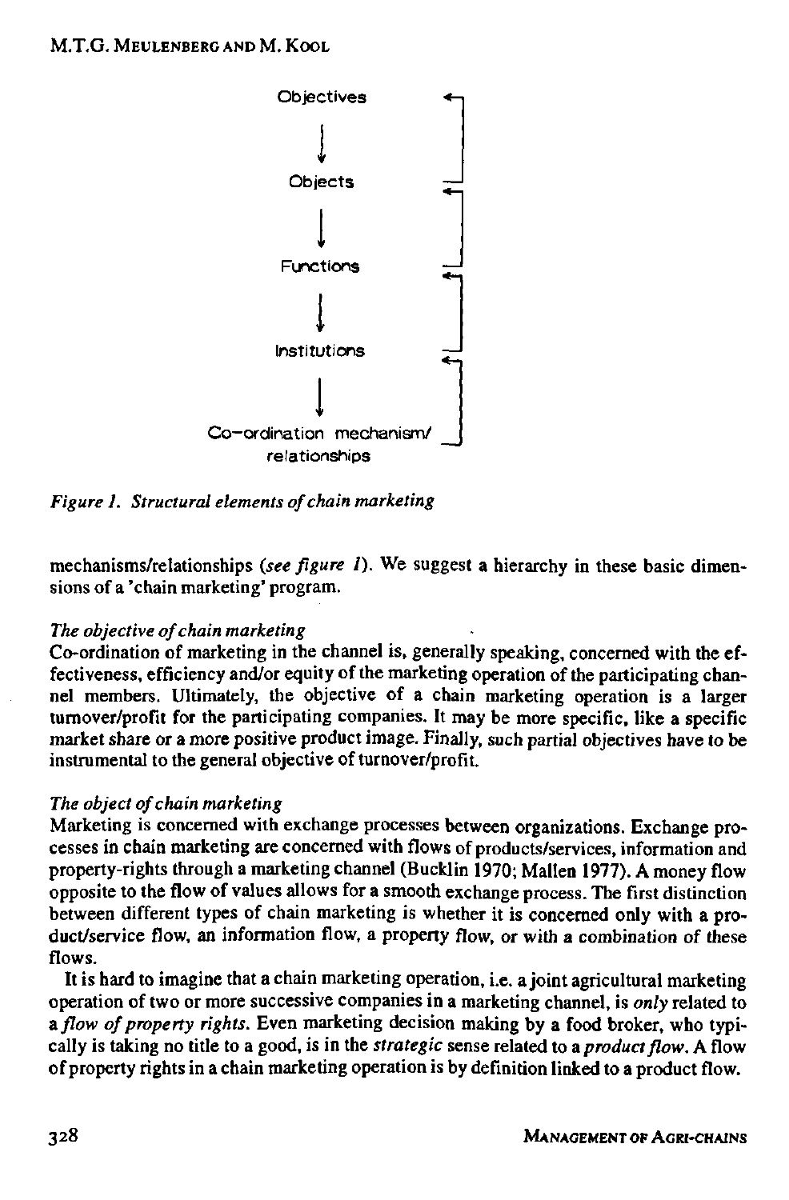Objectives

↓

Objects

↓

Functions

↓

Institutions

↓

Co-ordination mechanism/relationships

*Figure 1. Structural elements of chain marketing*

mechanisms/relationships (*see figure 1*). We suggest a hierarchy in these basic dimensions of a 'chain marketing' program.

*The objective of chain marketing*

Co-ordination of marketing in the channel is, generally speaking, concerned with the effectiveness, efficiency and/or equity of the marketing operation of the participating channel members. Ultimately, the objective of a chain marketing operation is a larger turnover/profit for the participating companies. It may be more specific, like a specific market share or a more positive product image. Finally, such partial objectives have to be instrumental to the general objective of turnover/profit.

*The object of chain marketing*

Marketing is concerned with exchange processes between organizations. Exchange processes in chain marketing are concerned with flows of products/services, information and property-rights through a marketing channel (Bucklin 1970; Mallen 1977). A money flow opposite to the flow of values allows for a smooth exchange process. The first distinction between different types of chain marketing is whether it is concerned only with a product/service flow, an information flow, a property flow, or with a combination of these flows.

It is hard to imagine that a chain marketing operation, i.e. a joint agricultural marketing operation of two or more successive companies in a marketing channel, is *only* related to a *flow of property rights*. Even marketing decision making by a food broker, who typically is taking no title to a good, is in the *strategic* sense related to a *product flow*. A flow of property rights in a chain marketing operation is by definition linked to a product flow.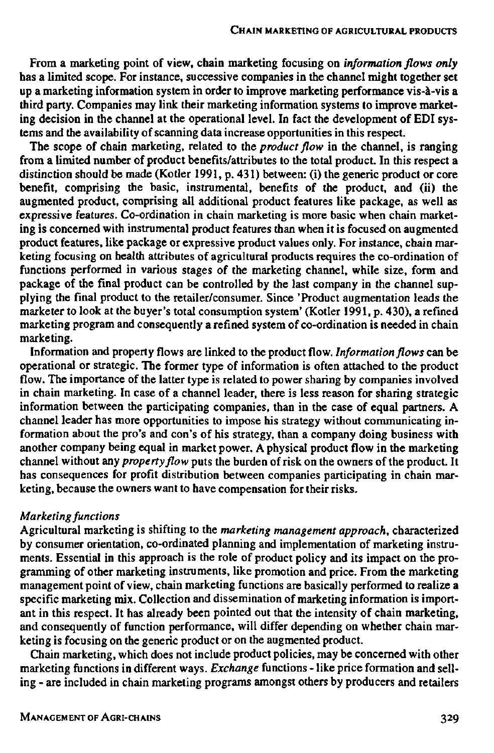From a marketing point of view, chain marketing focusing on *information flows only* has a limited scope. For instance, successive companies in the channel might together set up a marketing information system in order to improve marketing performance vis-à-vis a third party. Companies may link their marketing information systems to improve marketing decision in the channel at the operational level. In fact the development of EDI systems and the availability of scanning data increase opportunities in this respect.

The scope of chain marketing, related to the *product flow* in the channel, is ranging from a limited number of product benefits/attributes to the total product. In this respect a distinction should be made (Kotler 1991, p. 431) between: (i) the generic product or core benefit, comprising the basic, instrumental, benefits of the product, and (ii) the augmented product, comprising all additional product features like package, as well as expressive features. Co-ordination in chain marketing is more basic when chain marketing is concerned with instrumental product features than when it is focused on augmented product features, like package or expressive product values only. For instance, chain marketing focusing on health attributes of agricultural products requires the co-ordination of functions performed in various stages of the marketing channel, while size, form and package of the final product can be controlled by the last company in the channel supplying the final product to the retailer/consumer. Since 'Product augmentation leads the marketer to look at the buyer's total consumption system' (Kotler 1991, p. 430), a refined marketing program and consequently a refined system of co-ordination is needed in chain marketing.

Information and property flows are linked to the product flow. *Information flows* can be operational or strategic. The former type of information is often attached to the product flow. The importance of the latter type is related to power sharing by companies involved in chain marketing. In case of a channel leader, there is less reason for sharing strategic information between the participating companies, than in the case of equal partners. A channel leader has more opportunities to impose his strategy without communicating information about the pro's and con's of his strategy, than a company doing business with another company being equal in market power. A physical product flow in the marketing channel without any *property flow* puts the burden of risk on the owners of the product. It has consequences for profit distribution between companies participating in chain marketing, because the owners want to have compensation for their risks.

*Marketing functions*

Agricultural marketing is shifting to the *marketing management approach*, characterized by consumer orientation, co-ordinated planning and implementation of marketing instruments. Essential in this approach is the role of product policy and its impact on the programming of other marketing instruments, like promotion and price. From the marketing management point of view, chain marketing functions are basically performed to realize a specific marketing mix. Collection and dissemination of marketing information is important in this respect. It has already been pointed out that the intensity of chain marketing, and consequently of function performance, will differ depending on whether chain marketing is focusing on the generic product or on the augmented product.

Chain marketing, which does not include product policies, may be concerned with other marketing functions in different ways. *Exchange* functions - like price formation and selling - are included in chain marketing programs amongst others by producers and retailers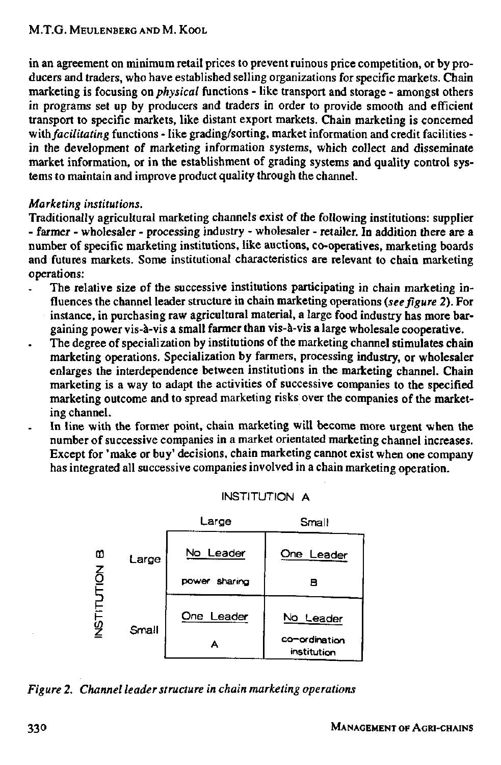in an agreement on minimum retail prices to prevent ruinous price competition, or by producers and traders, who have established selling organizations for specific markets. Chain marketing is focusing on *physical* functions - like transport and storage - amongst others in programs set up by producers and traders in order to provide smooth and efficient transport to specific markets, like distant export markets. Chain marketing is concerned with *facilitating* functions - like grading/sorting, market information and credit facilities - in the development of marketing information systems, which collect and disseminate market information, or in the establishment of grading systems and quality control systems to maintain and improve product quality through the channel.

*Marketing institutions.*

Traditionally agricultural marketing channels exist of the following institutions: supplier - farmer - wholesaler - processing industry - wholesaler - retailer. In addition there are a number of specific marketing institutions, like auctions, co-operatives, marketing boards and futures markets. Some institutional characteristics are relevant to chain marketing operations:

- The relative size of the successive institutions participating in chain marketing influences the channel leader structure in chain marketing operations (*see figure 2*). For instance, in purchasing raw agricultural material, a large food industry has more bargaining power vis-à-vis a small farmer than vis-à-vis a large wholesale cooperative.
- The degree of specialization by institutions of the marketing channel stimulates chain marketing operations. Specialization by farmers, processing industry, or wholesaler enlarges the interdependence between institutions in the marketing channel. Chain marketing is a way to adapt the activities of successive companies to the specified marketing outcome and to spread marketing risks over the companies of the marketing channel.
- In line with the former point, chain marketing will become more urgent when the number of successive companies in a market orientated marketing channel increases. Except for 'make or buy' decisions, chain marketing cannot exist when one company has integrated all successive companies involved in a chain marketing operation.

| INSTITUTION B \ INSTITUTION A | Large | Small |
|---|---|---|
| Large | No Leader<br>power sharing | One Leader<br>B |
| Small | One Leader<br>A | No Leader<br>co-ordination institution |

*Figure 2. Channel leader structure in chain marketing operations*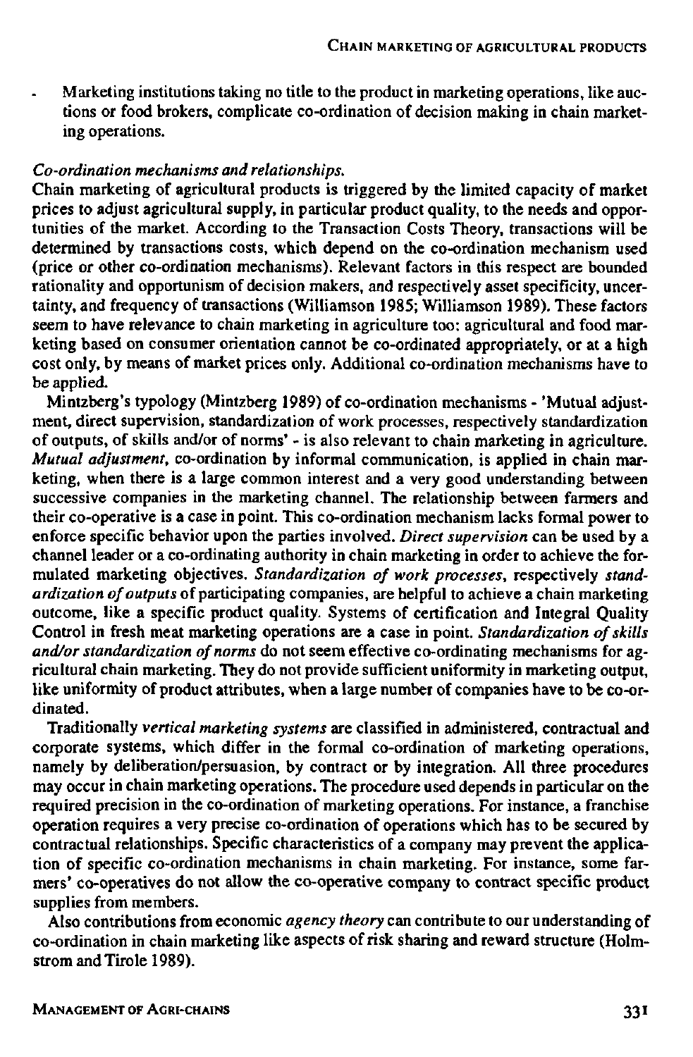- Marketing institutions taking no title to the product in marketing operations, like auctions or food brokers, complicate co-ordination of decision making in chain marketing operations.

*Co-ordination mechanisms and relationships.*

Chain marketing of agricultural products is triggered by the limited capacity of market prices to adjust agricultural supply, in particular product quality, to the needs and opportunities of the market. According to the Transaction Costs Theory, transactions will be determined by transactions costs, which depend on the co-ordination mechanism used (price or other co-ordination mechanisms). Relevant factors in this respect are bounded rationality and opportunism of decision makers, and respectively asset specificity, uncertainty, and frequency of transactions (Williamson 1985; Williamson 1989). These factors seem to have relevance to chain marketing in agriculture too: agricultural and food marketing based on consumer orientation cannot be co-ordinated appropriately, or at a high cost only, by means of market prices only. Additional co-ordination mechanisms have to be applied.

Mintzberg's typology (Mintzberg 1989) of co-ordination mechanisms - 'Mutual adjustment, direct supervision, standardization of work processes, respectively standardization of outputs, of skills and/or of norms' - is also relevant to chain marketing in agriculture. *Mutual adjustment*, co-ordination by informal communication, is applied in chain marketing, when there is a large common interest and a very good understanding between successive companies in the marketing channel. The relationship between farmers and their co-operative is a case in point. This co-ordination mechanism lacks formal power to enforce specific behavior upon the parties involved. *Direct supervision* can be used by a channel leader or a co-ordinating authority in chain marketing in order to achieve the formulated marketing objectives. *Standardization of work processes*, respectively *standardization of outputs* of participating companies, are helpful to achieve a chain marketing outcome, like a specific product quality. Systems of certification and Integral Quality Control in fresh meat marketing operations are a case in point. *Standardization of skills and/or standardization of norms* do not seem effective co-ordinating mechanisms for agricultural chain marketing. They do not provide sufficient uniformity in marketing output, like uniformity of product attributes, when a large number of companies have to be co-ordinated.

Traditionally *vertical marketing systems* are classified in administered, contractual and corporate systems, which differ in the formal co-ordination of marketing operations, namely by deliberation/persuasion, by contract or by integration. All three procedures may occur in chain marketing operations. The procedure used depends in particular on the required precision in the co-ordination of marketing operations. For instance, a franchise operation requires a very precise co-ordination of operations which has to be secured by contractual relationships. Specific characteristics of a company may prevent the application of specific co-ordination mechanisms in chain marketing. For instance, some farmers' co-operatives do not allow the co-operative company to contract specific product supplies from members.

Also contributions from economic *agency theory* can contribute to our understanding of co-ordination in chain marketing like aspects of risk sharing and reward structure (Holmstrom and Tirole 1989).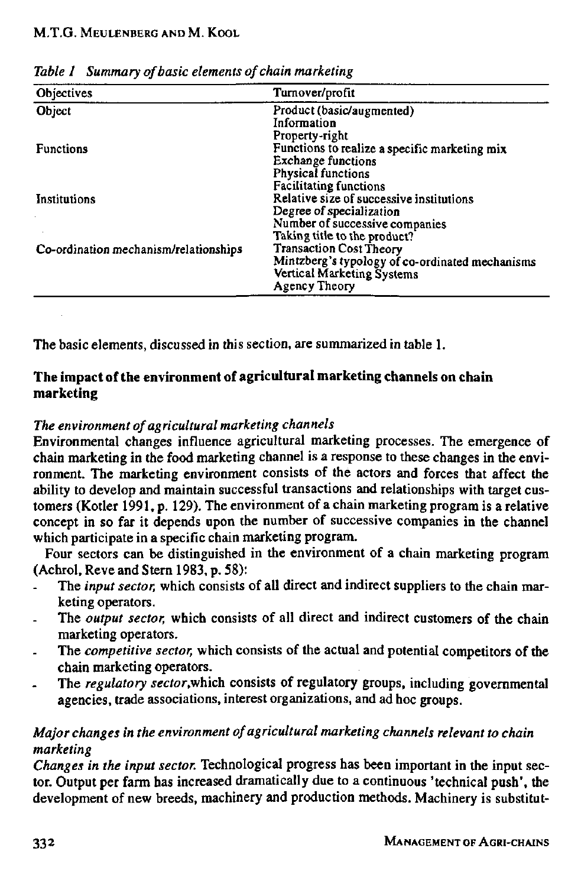*Table 1 Summary of basic elements of chain marketing*

| Objectives | Turnover/profit |
|---|---|
| Object | Product (basic/augmented)<br>Information<br>Property-right |
| Functions | Functions to realize a specific marketing mix<br>Exchange functions<br>Physical functions<br>Facilitating functions |
| Institutions | Relative size of successive institutions<br>Degree of specialization<br>Number of successive companies<br>Taking title to the product? |
| Co-ordination mechanism/relationships | Transaction Cost Theory<br>Mintzberg's typology of co-ordinated mechanisms<br>Vertical Marketing Systems<br>Agency Theory |

The basic elements, discussed in this section, are summarized in table 1.

## The impact of the environment of agricultural marketing channels on chain marketing

### *The environment of agricultural marketing channels*

Environmental changes influence agricultural marketing processes. The emergence of chain marketing in the food marketing channel is a response to these changes in the environment. The marketing environment consists of the actors and forces that affect the ability to develop and maintain successful transactions and relationships with target customers (Kotler 1991, p. 129). The environment of a chain marketing program is a relative concept in so far it depends upon the number of successive companies in the channel which participate in a specific chain marketing program.

Four sectors can be distinguished in the environment of a chain marketing program (Achrol, Reve and Stern 1983, p. 58):

- The *input sector,* which consists of all direct and indirect suppliers to the chain marketing operators.
- The *output sector,* which consists of all direct and indirect customers of the chain marketing operators.
- The *competitive sector,* which consists of the actual and potential competitors of the chain marketing operators.
- The *regulatory sector,*which consists of regulatory groups, including governmental agencies, trade associations, interest organizations, and ad hoc groups.

### *Major changes in the environment of agricultural marketing channels relevant to chain marketing*

*Changes in the input sector.* Technological progress has been important in the input sector. Output per farm has increased dramatically due to a continuous 'technical push', the development of new breeds, machinery and production methods. Machinery is substitut-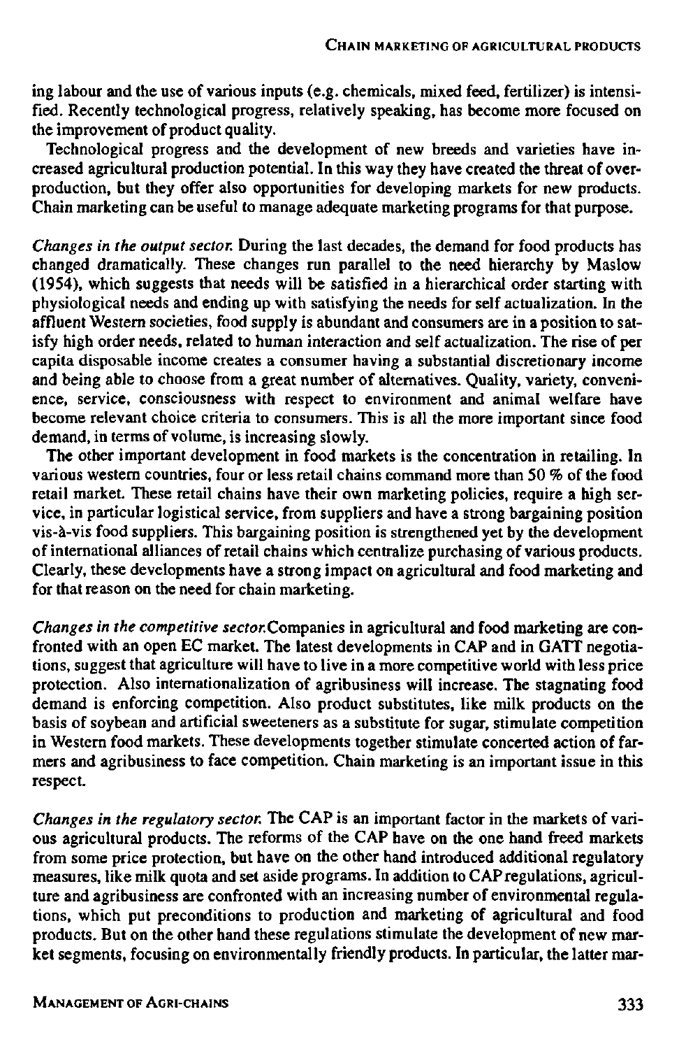ing labour and the use of various inputs (e.g. chemicals, mixed feed, fertilizer) is intensified. Recently technological progress, relatively speaking, has become more focused on the improvement of product quality.

Technological progress and the development of new breeds and varieties have increased agricultural production potential. In this way they have created the threat of overproduction, but they offer also opportunities for developing markets for new products. Chain marketing can be useful to manage adequate marketing programs for that purpose.

*Changes in the output sector.* During the last decades, the demand for food products has changed dramatically. These changes run parallel to the need hierarchy by Maslow (1954), which suggests that needs will be satisfied in a hierarchical order starting with physiological needs and ending up with satisfying the needs for self actualization. In the affluent Western societies, food supply is abundant and consumers are in a position to satisfy high order needs, related to human interaction and self actualization. The rise of per capita disposable income creates a consumer having a substantial discretionary income and being able to choose from a great number of alternatives. Quality, variety, convenience, service, consciousness with respect to environment and animal welfare have become relevant choice criteria to consumers. This is all the more important since food demand, in terms of volume, is increasing slowly.

The other important development in food markets is the concentration in retailing. In various western countries, four or less retail chains command more than 50 % of the food retail market. These retail chains have their own marketing policies, require a high service, in particular logistical service, from suppliers and have a strong bargaining position vis-à-vis food suppliers. This bargaining position is strengthened yet by the development of international alliances of retail chains which centralize purchasing of various products. Clearly, these developments have a strong impact on agricultural and food marketing and for that reason on the need for chain marketing.

*Changes in the competitive sector.* Companies in agricultural and food marketing are confronted with an open EC market. The latest developments in CAP and in GATT negotiations, suggest that agriculture will have to live in a more competitive world with less price protection. Also internationalization of agribusiness will increase. The stagnating food demand is enforcing competition. Also product substitutes, like milk products on the basis of soybean and artificial sweeteners as a substitute for sugar, stimulate competition in Western food markets. These developments together stimulate concerted action of farmers and agribusiness to face competition. Chain marketing is an important issue in this respect.

*Changes in the regulatory sector.* The CAP is an important factor in the markets of various agricultural products. The reforms of the CAP have on the one hand freed markets from some price protection, but have on the other hand introduced additional regulatory measures, like milk quota and set aside programs. In addition to CAP regulations, agriculture and agribusiness are confronted with an increasing number of environmental regulations, which put preconditions to production and marketing of agricultural and food products. But on the other hand these regulations stimulate the development of new market segments, focusing on environmentally friendly products. In particular, the latter mar-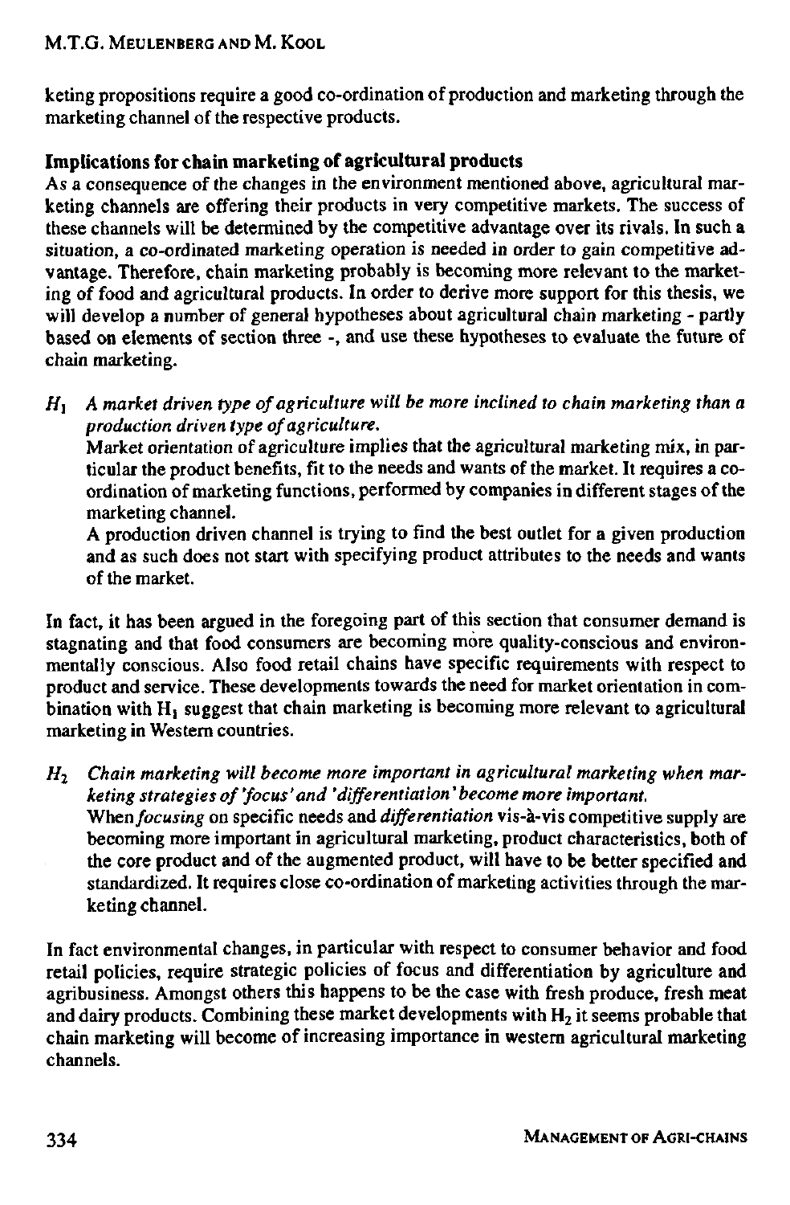keting propositions require a good co-ordination of production and marketing through the marketing channel of the respective products.

### Implications for chain marketing of agricultural products

As a consequence of the changes in the environment mentioned above, agricultural marketing channels are offering their products in very competitive markets. The success of these channels will be determined by the competitive advantage over its rivals. In such a situation, a co-ordinated marketing operation is needed in order to gain competitive advantage. Therefore, chain marketing probably is becoming more relevant to the marketing of food and agricultural products. In order to derive more support for this thesis, we will develop a number of general hypotheses about agricultural chain marketing - partly based on elements of section three -, and use these hypotheses to evaluate the future of chain marketing.

$H_1$ *A market driven type of agriculture will be more inclined to chain marketing than a production driven type of agriculture.*

Market orientation of agriculture implies that the agricultural marketing mix, in particular the product benefits, fit to the needs and wants of the market. It requires a co-ordination of marketing functions, performed by companies in different stages of the marketing channel.

A production driven channel is trying to find the best outlet for a given production and as such does not start with specifying product attributes to the needs and wants of the market.

In fact, it has been argued in the foregoing part of this section that consumer demand is stagnating and that food consumers are becoming more quality-conscious and environmentally conscious. Also food retail chains have specific requirements with respect to product and service. These developments towards the need for market orientation in combination with $H_1$ suggest that chain marketing is becoming more relevant to agricultural marketing in Western countries.

$H_2$ *Chain marketing will become more important in agricultural marketing when marketing strategies of 'focus' and 'differentiation' become more important.*

When *focusing* on specific needs and *differentiation* vis-à-vis competitive supply are becoming more important in agricultural marketing, product characteristics, both of the core product and of the augmented product, will have to be better specified and standardized. It requires close co-ordination of marketing activities through the marketing channel.

In fact environmental changes, in particular with respect to consumer behavior and food retail policies, require strategic policies of focus and differentiation by agriculture and agribusiness. Amongst others this happens to be the case with fresh produce, fresh meat and dairy products. Combining these market developments with $H_2$ it seems probable that chain marketing will become of increasing importance in western agricultural marketing channels.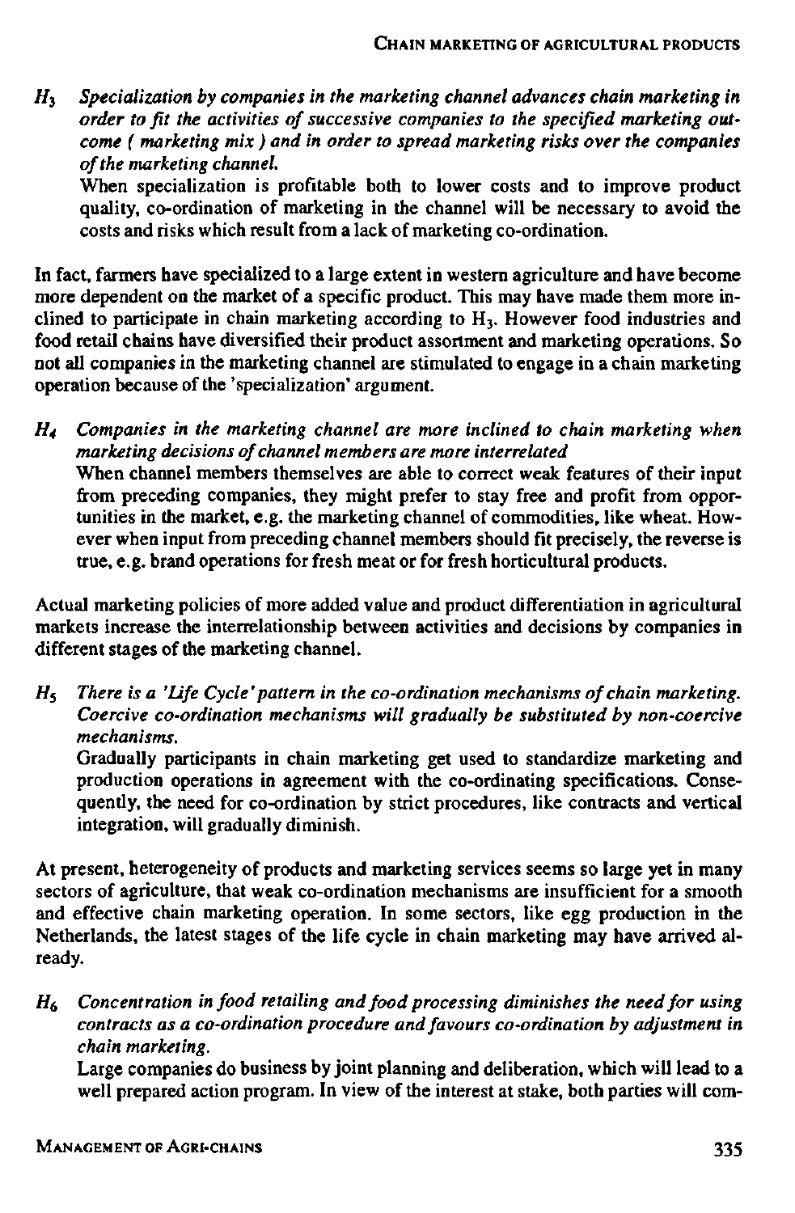*$H_3$ Specialization by companies in the marketing channel advances chain marketing in order to fit the activities of successive companies to the specified marketing outcome ( marketing mix ) and in order to spread marketing risks over the companies of the marketing channel.*

When specialization is profitable both to lower costs and to improve product quality, co-ordination of marketing in the channel will be necessary to avoid the costs and risks which result from a lack of marketing co-ordination.

In fact, farmers have specialized to a large extent in western agriculture and have become more dependent on the market of a specific product. This may have made them more inclined to participate in chain marketing according to $H_3$. However food industries and food retail chains have diversified their product assortment and marketing operations. So not all companies in the marketing channel are stimulated to engage in a chain marketing operation because of the 'specialization' argument.

*$H_4$ Companies in the marketing channel are more inclined to chain marketing when marketing decisions of channel members are more interrelated*

When channel members themselves are able to correct weak features of their input from preceding companies, they might prefer to stay free and profit from opportunities in the market, e.g. the marketing channel of commodities, like wheat. However when input from preceding channel members should fit precisely, the reverse is true, e.g. brand operations for fresh meat or for fresh horticultural products.

Actual marketing policies of more added value and product differentiation in agricultural markets increase the interrelationship between activities and decisions by companies in different stages of the marketing channel.

*$H_5$ There is a 'Life Cycle' pattern in the co-ordination mechanisms of chain marketing. Coercive co-ordination mechanisms will gradually be substituted by non-coercive mechanisms.*

Gradually participants in chain marketing get used to standardize marketing and production operations in agreement with the co-ordinating specifications. Consequently, the need for co-ordination by strict procedures, like contracts and vertical integration, will gradually diminish.

At present, heterogeneity of products and marketing services seems so large yet in many sectors of agriculture, that weak co-ordination mechanisms are insufficient for a smooth and effective chain marketing operation. In some sectors, like egg production in the Netherlands, the latest stages of the life cycle in chain marketing may have arrived already.

*$H_6$ Concentration in food retailing and food processing diminishes the need for using contracts as a co-ordination procedure and favours co-ordination by adjustment in chain marketing.*

Large companies do business by joint planning and deliberation, which will lead to a well prepared action program. In view of the interest at stake, both parties will com-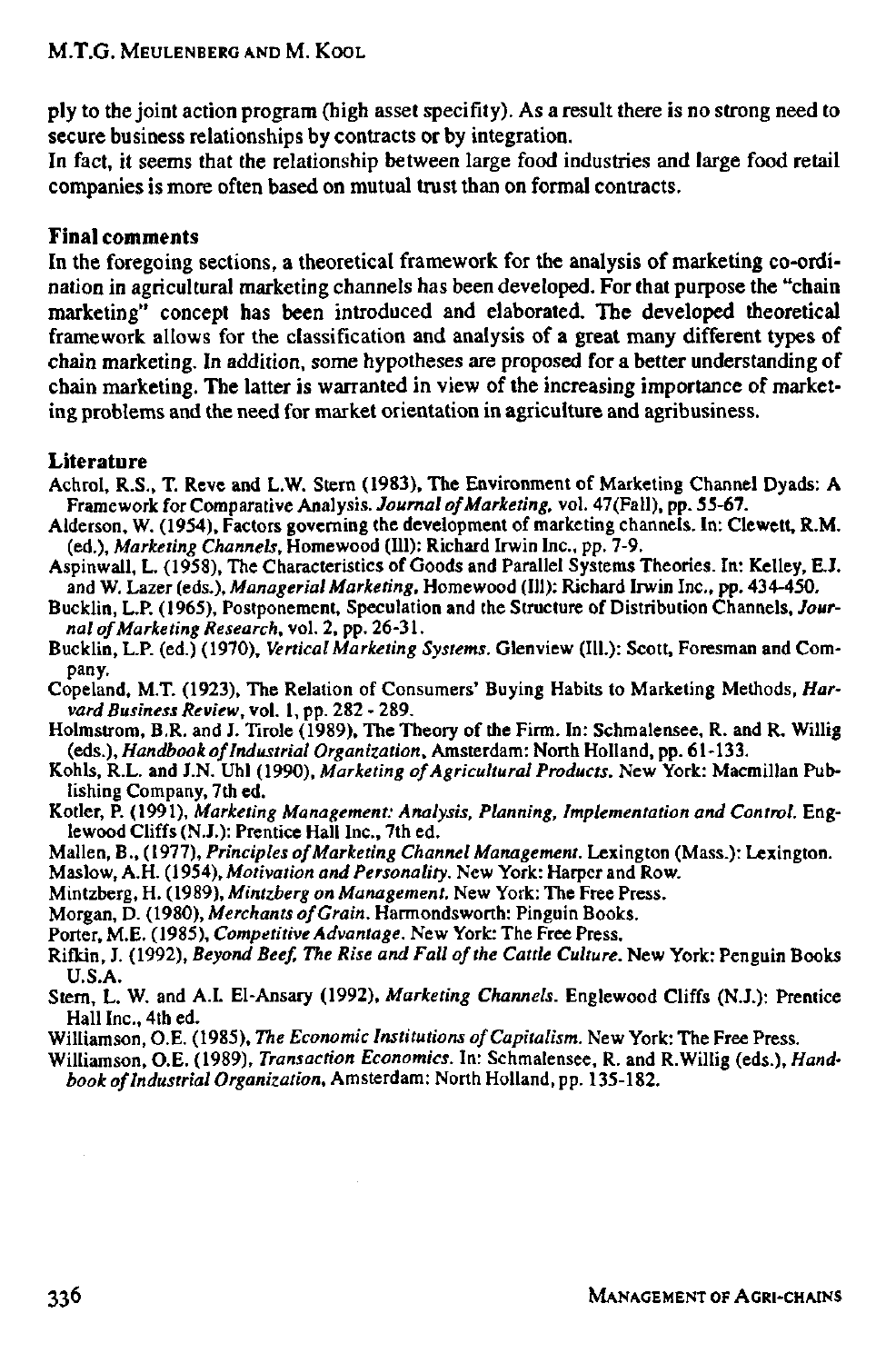ply to the joint action program (high asset specifity). As a result there is no strong need to secure business relationships by contracts or by integration.

In fact, it seems that the relationship between large food industries and large food retail companies is more often based on mutual trust than on formal contracts.

## Final comments

In the foregoing sections, a theoretical framework for the analysis of marketing co-ordination in agricultural marketing channels has been developed. For that purpose the "chain marketing" concept has been introduced and elaborated. The developed theoretical framework allows for the classification and analysis of a great many different types of chain marketing. In addition, some hypotheses are proposed for a better understanding of chain marketing. The latter is warranted in view of the increasing importance of marketing problems and the need for market orientation in agriculture and agribusiness.

## Literature

Achrol, R.S., T. Reve and L.W. Stern (1983), The Environment of Marketing Channel Dyads: A Framework for Comparative Analysis. *Journal of Marketing*, vol. 47(Fall), pp. 55-67.

Alderson, W. (1954), Factors governing the development of marketing channels. In: Clewett, R.M. (ed.), *Marketing Channels*, Homewood (Ill): Richard Irwin Inc., pp. 7-9.

Aspinwall, L. (1958), The Characteristics of Goods and Parallel Systems Theories. In: Kelley, E.J. and W. Lazer (eds.), *Managerial Marketing*, Homewood (Ill): Richard Irwin Inc., pp. 434-450.

Bucklin, L.P. (1965), Postponement, Speculation and the Structure of Distribution Channels, *Journal of Marketing Research*, vol. 2, pp. 26-31.

Bucklin, L.P. (ed.) (1970), *Vertical Marketing Systems*. Glenview (Ill.): Scott, Foresman and Company.

Copeland, M.T. (1923), The Relation of Consumers' Buying Habits to Marketing Methods, *Harvard Business Review*, vol. 1, pp. 282 - 289.

Holmstrom, B.R. and J. Tirole (1989), The Theory of the Firm. In: Schmalensee, R. and R. Willig (eds.), *Handbook of Industrial Organization*, Amsterdam: North Holland, pp. 61-133.

Kohls, R.L. and J.N. Uhl (1990), *Marketing of Agricultural Products*. New York: Macmillan Publishing Company, 7th ed.

Kotler, P. (1991), *Marketing Management: Analysis, Planning, Implementation and Control*. Englewood Cliffs (N.J.): Prentice Hall Inc., 7th ed.

Mallen, B., (1977), *Principles of Marketing Channel Management*. Lexington (Mass.): Lexington.

Maslow, A.H. (1954), *Motivation and Personality*. New York: Harper and Row.

Mintzberg, H. (1989), *Mintzberg on Management*. New York: The Free Press.

Morgan, D. (1980), *Merchants of Grain*. Harmondsworth: Pinguin Books.

Porter, M.E. (1985), *Competitive Advantage*. New York: The Free Press.

Rifkin, J. (1992), *Beyond Beef, The Rise and Fall of the Cattle Culture*. New York: Penguin Books U.S.A.

Stern, L. W. and A.I. El-Ansary (1992), *Marketing Channels*. Englewood Cliffs (N.J.): Prentice Hall Inc., 4th ed.

Williamson, O.E. (1985), *The Economic Institutions of Capitalism*. New York: The Free Press.

Williamson, O.E. (1989), *Transaction Economics*. In: Schmalensee, R. and R.Willig (eds.), *Handbook of Industrial Organization*, Amsterdam: North Holland, pp. 135-182.